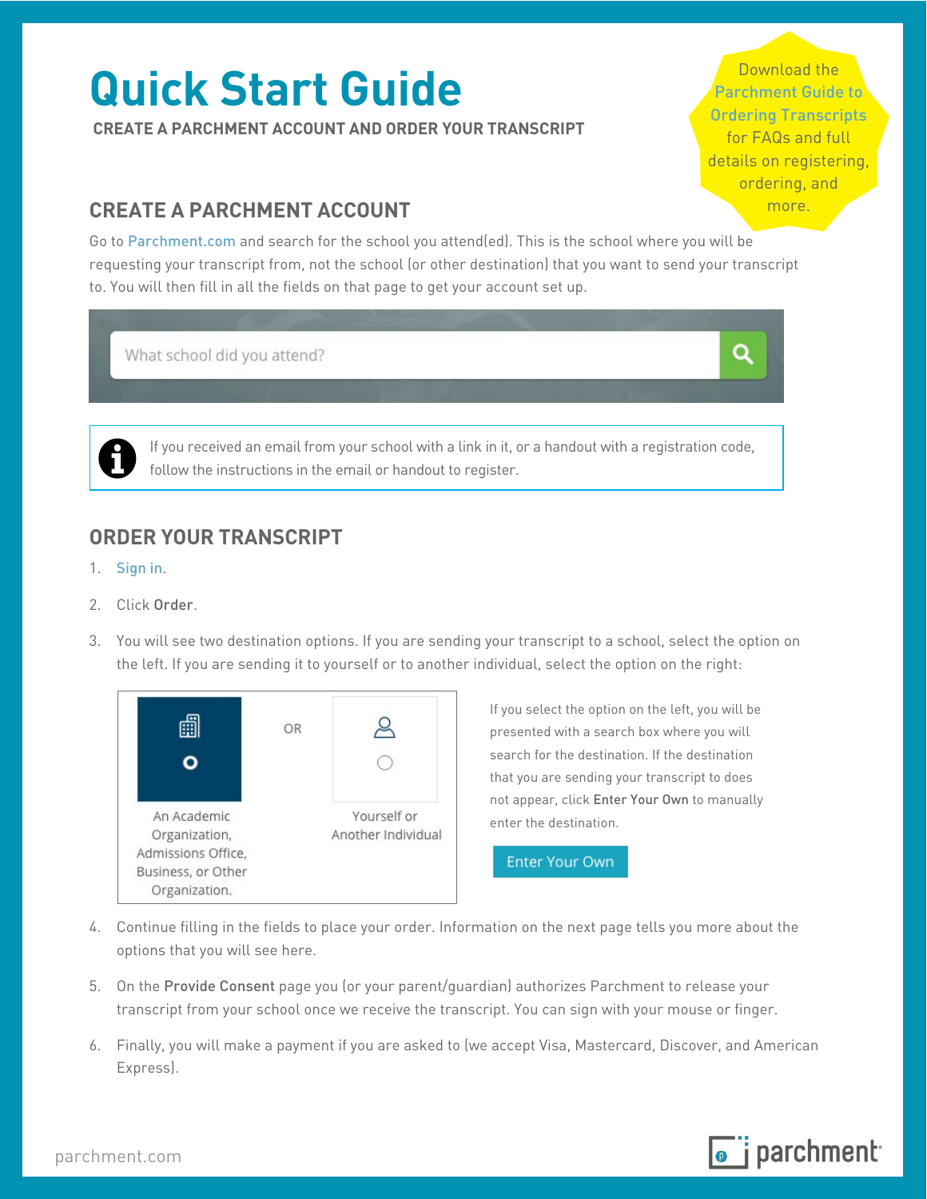# Quick Start Guide

**CREATE A PARCHMENT ACCOUNT AND ORDER YOUR TRANSCRIPT**

Download the Parchment Guide to Ordering Transcripts for FAQs and full details on registering, ordering, and more.

## CREATE A PARCHMENT ACCOUNT

Go to Parchment.com and search for the school you attend(ed). This is the school where you will be requesting your transcript from, not the school (or other destination) that you want to send your transcript to. You will then fill in all the fields on that page to get your account set up.

What school did you attend?

If you received an email from your school with a link in it, or a handout with a registration code, follow the instructions in the email or handout to register.

## ORDER YOUR TRANSCRIPT

1. Sign in.
2. Click **Order**.
3. You will see two destination options. If you are sending your transcript to a school, select the option on the left. If you are sending it to yourself or to another individual, select the option on the right:

   An Academic Organization, Admissions Office, Business, or Other Organization.

   OR

   Yourself or Another Individual

   If you select the option on the left, you will be presented with a search box where you will search for the destination. If the destination that you are sending your transcript to does not appear, click **Enter Your Own** to manually enter the destination.

   Enter Your Own

4. Continue filling in the fields to place your order. Information on the next page tells you more about the options that you will see here.
5. On the **Provide Consent** page you (or your parent/guardian) authorizes Parchment to release your transcript from your school once we receive the transcript. You can sign with your mouse or finger.
6. Finally, you will make a payment if you are asked to (we accept Visa, Mastercard, Discover, and American Express).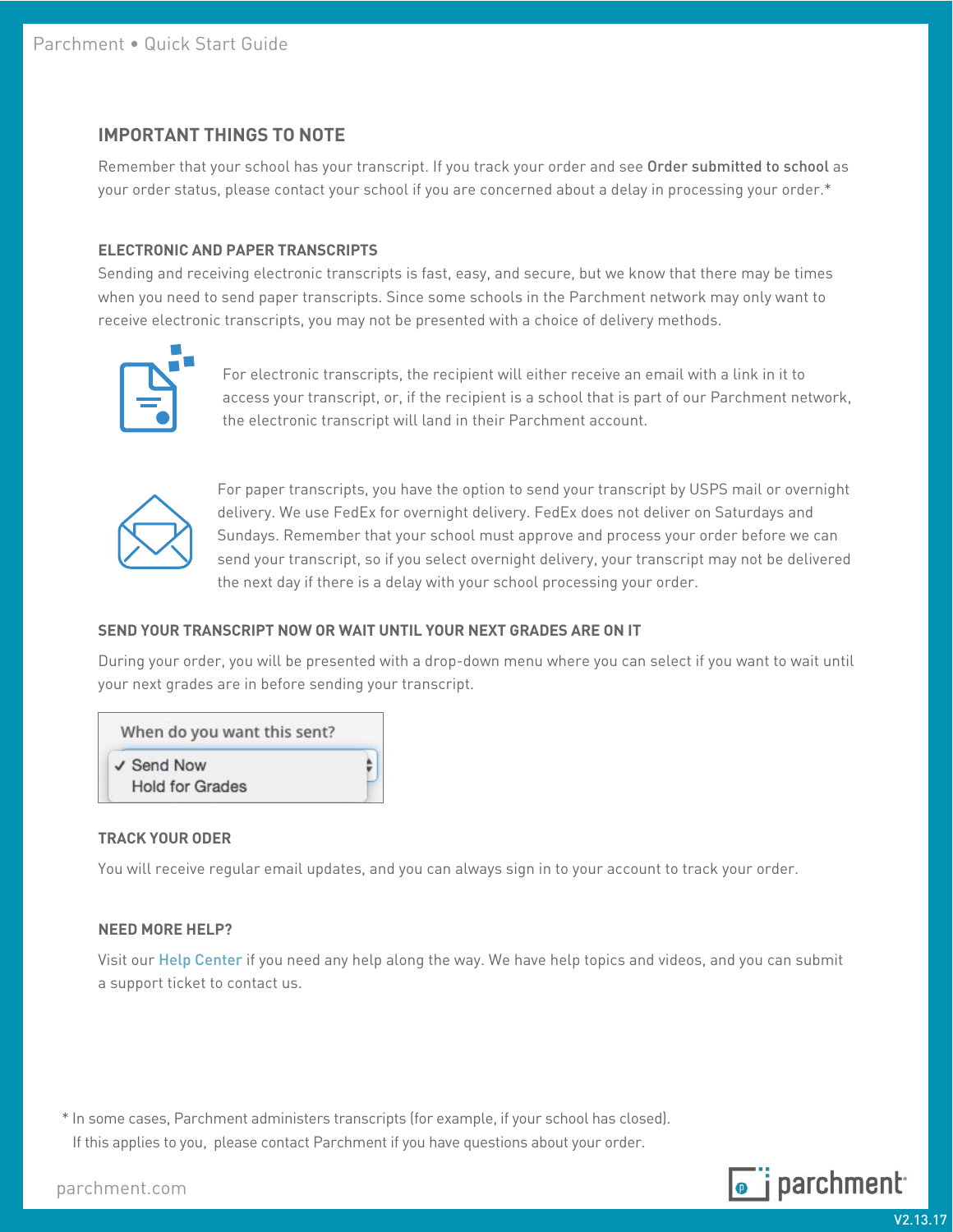## IMPORTANT THINGS TO NOTE

Remember that your school has your transcript. If you track your order and see **Order submitted to school** as your order status, please contact your school if you are concerned about a delay in processing your order.*

### ELECTRONIC AND PAPER TRANSCRIPTS

Sending and receiving electronic transcripts is fast, easy, and secure, but we know that there may be times when you need to send paper transcripts. Since some schools in the Parchment network may only want to receive electronic transcripts, you may not be presented with a choice of delivery methods.

For electronic transcripts, the recipient will either receive an email with a link in it to access your transcript, or, if the recipient is a school that is part of our Parchment network, the electronic transcript will land in their Parchment account.

For paper transcripts, you have the option to send your transcript by USPS mail or overnight delivery. We use FedEx for overnight delivery. FedEx does not deliver on Saturdays and Sundays. Remember that your school must approve and process your order before we can send your transcript, so if you select overnight delivery, your transcript may not be delivered the next day if there is a delay with your school processing your order.

### SEND YOUR TRANSCRIPT NOW OR WAIT UNTIL YOUR NEXT GRADES ARE ON IT

During your order, you will be presented with a drop-down menu where you can select if you want to wait until your next grades are in before sending your transcript.

When do you want this sent?

✓ Send Now
Hold for Grades

### TRACK YOUR ODER

You will receive regular email updates, and you can always sign in to your account to track your order.

### NEED MORE HELP?

Visit our Help Center if you need any help along the way. We have help topics and videos, and you can submit a support ticket to contact us.

* In some cases, Parchment administers transcripts (for example, if your school has closed). If this applies to you, please contact Parchment if you have questions about your order.

parchment.com

V2.13.17